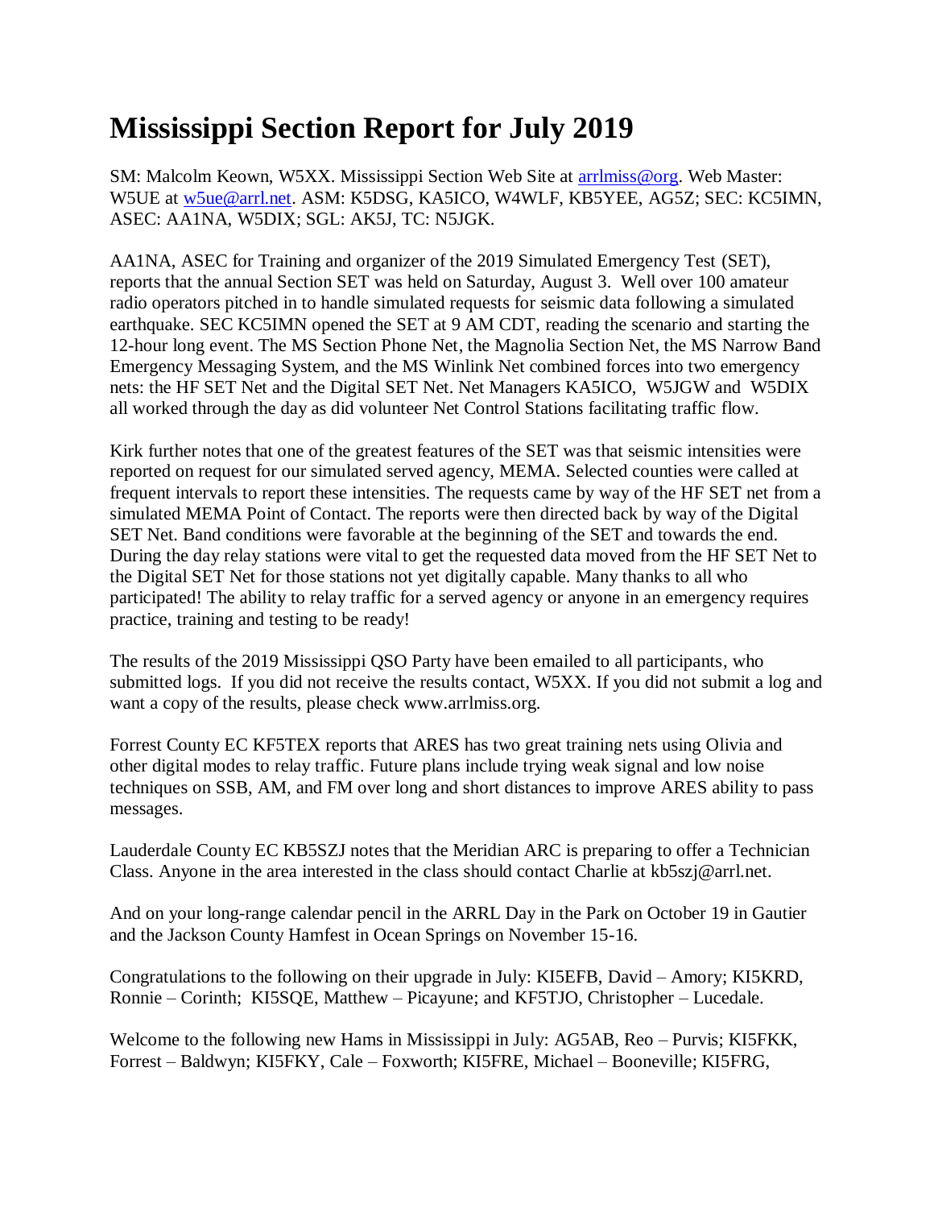# Mississippi Section Report for July 2019

SM: Malcolm Keown, W5XX. Mississippi Section Web Site at [arrlmiss@org](arrlmiss@org). Web Master: W5UE at [w5ue@arrl.net](mailto:w5ue@arrl.net). ASM: K5DSG, KA5ICO, W4WLF, KB5YEE, AG5Z; SEC: KC5IMN, ASEC: AA1NA, W5DIX; SGL: AK5J, TC: N5JGK.

AA1NA, ASEC for Training and organizer of the 2019 Simulated Emergency Test (SET), reports that the annual Section SET was held on Saturday, August 3. Well over 100 amateur radio operators pitched in to handle simulated requests for seismic data following a simulated earthquake. SEC KC5IMN opened the SET at 9 AM CDT, reading the scenario and starting the 12-hour long event. The MS Section Phone Net, the Magnolia Section Net, the MS Narrow Band Emergency Messaging System, and the MS Winlink Net combined forces into two emergency nets: the HF SET Net and the Digital SET Net. Net Managers KA5ICO, W5JGW and W5DIX all worked through the day as did volunteer Net Control Stations facilitating traffic flow.

Kirk further notes that one of the greatest features of the SET was that seismic intensities were reported on request for our simulated served agency, MEMA. Selected counties were called at frequent intervals to report these intensities. The requests came by way of the HF SET net from a simulated MEMA Point of Contact. The reports were then directed back by way of the Digital SET Net. Band conditions were favorable at the beginning of the SET and towards the end. During the day relay stations were vital to get the requested data moved from the HF SET Net to the Digital SET Net for those stations not yet digitally capable. Many thanks to all who participated! The ability to relay traffic for a served agency or anyone in an emergency requires practice, training and testing to be ready!

The results of the 2019 Mississippi QSO Party have been emailed to all participants, who submitted logs. If you did not receive the results contact, W5XX. If you did not submit a log and want a copy of the results, please check www.arrlmiss.org.

Forrest County EC KF5TEX reports that ARES has two great training nets using Olivia and other digital modes to relay traffic. Future plans include trying weak signal and low noise techniques on SSB, AM, and FM over long and short distances to improve ARES ability to pass messages.

Lauderdale County EC KB5SZJ notes that the Meridian ARC is preparing to offer a Technician Class. Anyone in the area interested in the class should contact Charlie at kb5szj@arrl.net.

And on your long-range calendar pencil in the ARRL Day in the Park on October 19 in Gautier and the Jackson County Hamfest in Ocean Springs on November 15-16.

Congratulations to the following on their upgrade in July: KI5EFB, David – Amory; KI5KRD, Ronnie – Corinth; KI5SQE, Matthew – Picayune; and KF5TJO, Christopher – Lucedale.

Welcome to the following new Hams in Mississippi in July: AG5AB, Reo – Purvis; KI5FKK, Forrest – Baldwyn; KI5FKY, Cale – Foxworth; KI5FRE, Michael – Booneville; KI5FRG,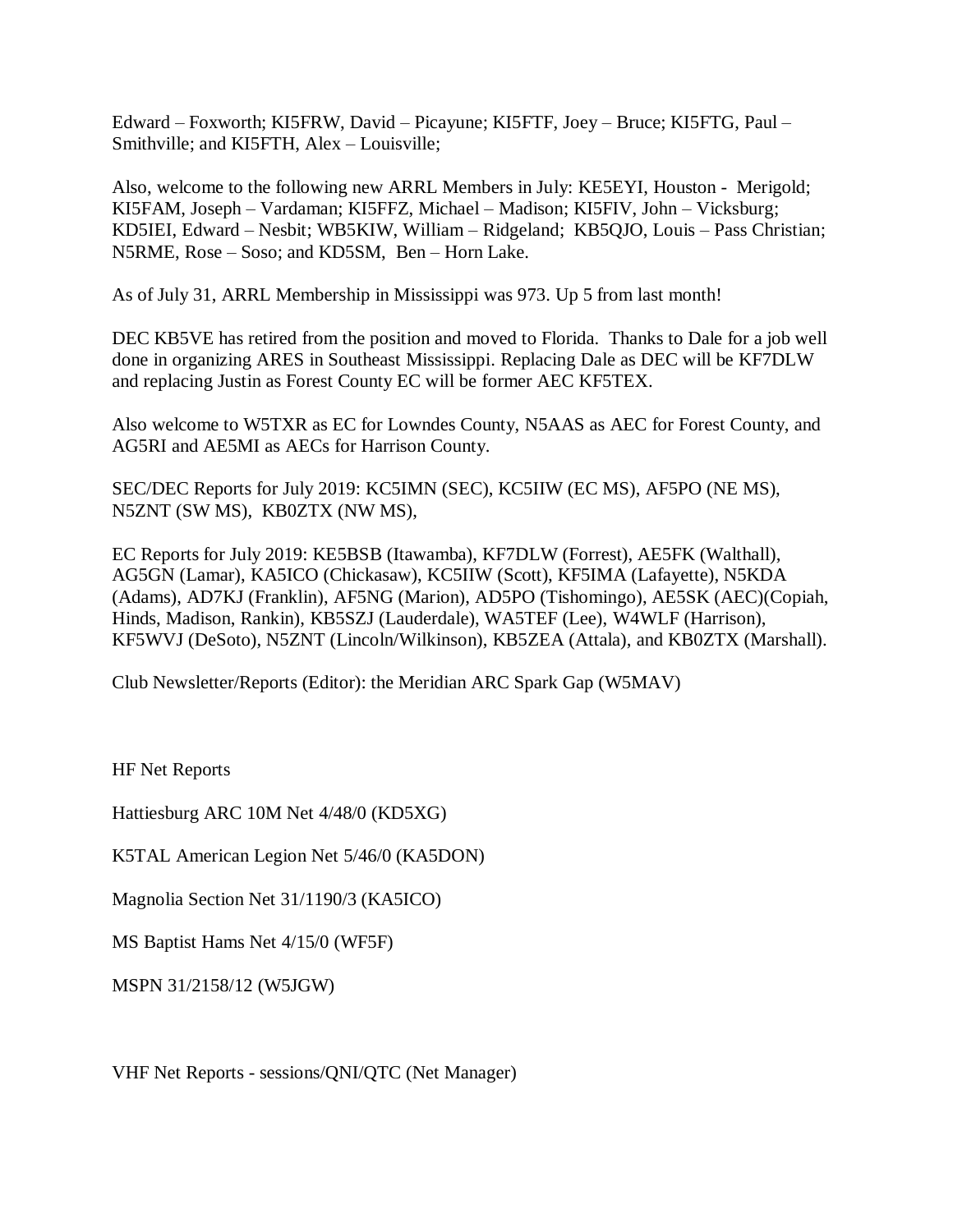Edward – Foxworth; KI5FRW, David – Picayune; KI5FTF, Joey – Bruce; KI5FTG, Paul – Smithville; and KI5FTH, Alex – Louisville;

Also, welcome to the following new ARRL Members in July: KE5EYI, Houston - Merigold; KI5FAM, Joseph – Vardaman; KI5FFZ, Michael – Madison; KI5FIV, John – Vicksburg; KD5IEI, Edward – Nesbit; WB5KIW, William – Ridgeland; KB5QJO, Louis – Pass Christian; N5RME, Rose – Soso; and KD5SM, Ben – Horn Lake.

As of July 31, ARRL Membership in Mississippi was 973. Up 5 from last month!

DEC KB5VE has retired from the position and moved to Florida. Thanks to Dale for a job well done in organizing ARES in Southeast Mississippi. Replacing Dale as DEC will be KF7DLW and replacing Justin as Forest County EC will be former AEC KF5TEX.

Also welcome to W5TXR as EC for Lowndes County, N5AAS as AEC for Forest County, and AG5RI and AE5MI as AECs for Harrison County.

SEC/DEC Reports for July 2019: KC5IMN (SEC), KC5IIW (EC MS), AF5PO (NE MS), N5ZNT (SW MS), KB0ZTX (NW MS),

EC Reports for July 2019: KE5BSB (Itawamba), KF7DLW (Forrest), AE5FK (Walthall), AG5GN (Lamar), KA5ICO (Chickasaw), KC5IIW (Scott), KF5IMA (Lafayette), N5KDA (Adams), AD7KJ (Franklin), AF5NG (Marion), AD5PO (Tishomingo), AE5SK (AEC)(Copiah, Hinds, Madison, Rankin), KB5SZJ (Lauderdale), WA5TEF (Lee), W4WLF (Harrison), KF5WVJ (DeSoto), N5ZNT (Lincoln/Wilkinson), KB5ZEA (Attala), and KB0ZTX (Marshall).

Club Newsletter/Reports (Editor): the Meridian ARC Spark Gap (W5MAV)

HF Net Reports

Hattiesburg ARC 10M Net 4/48/0 (KD5XG)

K5TAL American Legion Net 5/46/0 (KA5DON)

Magnolia Section Net 31/1190/3 (KA5ICO)

MS Baptist Hams Net 4/15/0 (WF5F)

MSPN 31/2158/12 (W5JGW)

VHF Net Reports - sessions/QNI/QTC (Net Manager)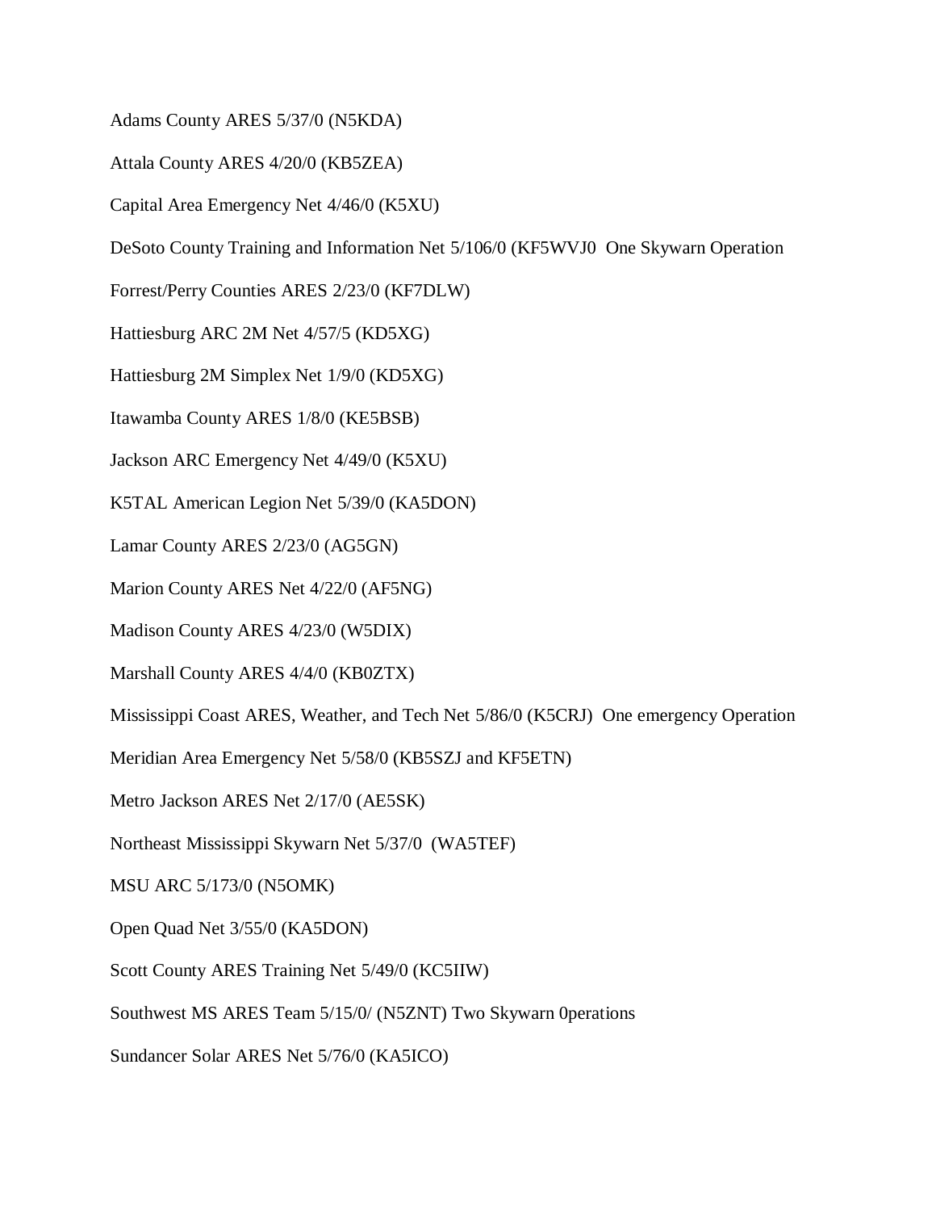Adams County ARES 5/37/0 (N5KDA)

Attala County ARES 4/20/0 (KB5ZEA)

Capital Area Emergency Net 4/46/0 (K5XU)

DeSoto County Training and Information Net 5/106/0 (KF5WVJ0  One Skywarn Operation

Forrest/Perry Counties ARES 2/23/0 (KF7DLW)

Hattiesburg ARC 2M Net 4/57/5 (KD5XG)

Hattiesburg 2M Simplex Net 1/9/0 (KD5XG)

Itawamba County ARES 1/8/0 (KE5BSB)

Jackson ARC Emergency Net 4/49/0 (K5XU)

K5TAL American Legion Net 5/39/0 (KA5DON)

Lamar County ARES 2/23/0 (AG5GN)

Marion County ARES Net 4/22/0 (AF5NG)

Madison County ARES 4/23/0 (W5DIX)

Marshall County ARES 4/4/0 (KB0ZTX)

Mississippi Coast ARES, Weather, and Tech Net 5/86/0 (K5CRJ)  One emergency Operation

Meridian Area Emergency Net 5/58/0 (KB5SZJ and KF5ETN)

Metro Jackson ARES Net 2/17/0 (AE5SK)

Northeast Mississippi Skywarn Net 5/37/0  (WA5TEF)

MSU ARC 5/173/0 (N5OMK)

Open Quad Net 3/55/0 (KA5DON)

Scott County ARES Training Net 5/49/0 (KC5IIW)

Southwest MS ARES Team 5/15/0/ (N5ZNT) Two Skywarn 0perations

Sundancer Solar ARES Net 5/76/0 (KA5ICO)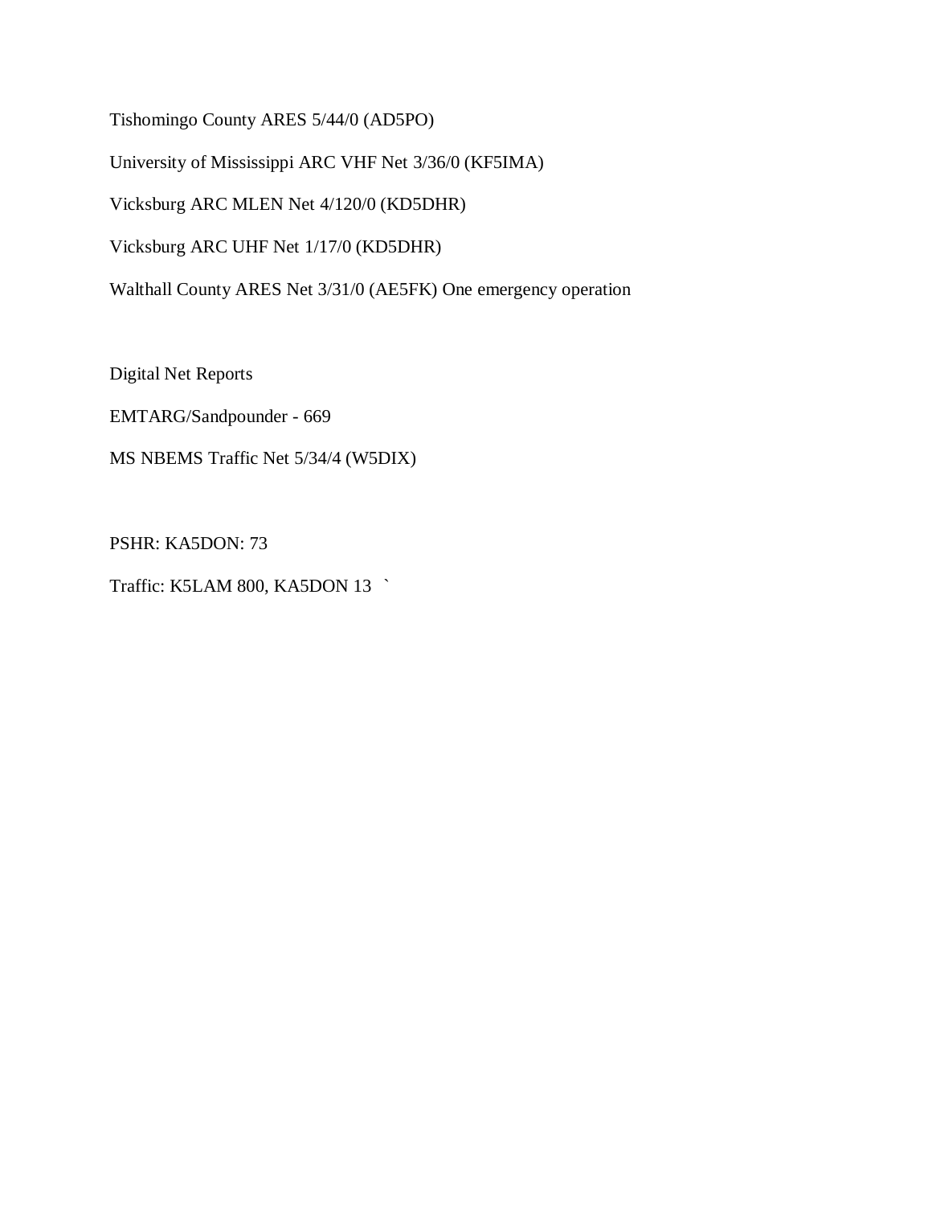Tishomingo County ARES 5/44/0 (AD5PO)

University of Mississippi ARC VHF Net 3/36/0 (KF5IMA)

Vicksburg ARC MLEN Net 4/120/0 (KD5DHR)

Vicksburg ARC UHF Net 1/17/0 (KD5DHR)

Walthall County ARES Net 3/31/0 (AE5FK) One emergency operation

Digital Net Reports

EMTARG/Sandpounder - 669

MS NBEMS Traffic Net 5/34/4 (W5DIX)

PSHR: KA5DON: 73

Traffic: K5LAM 800, KA5DON 13 `